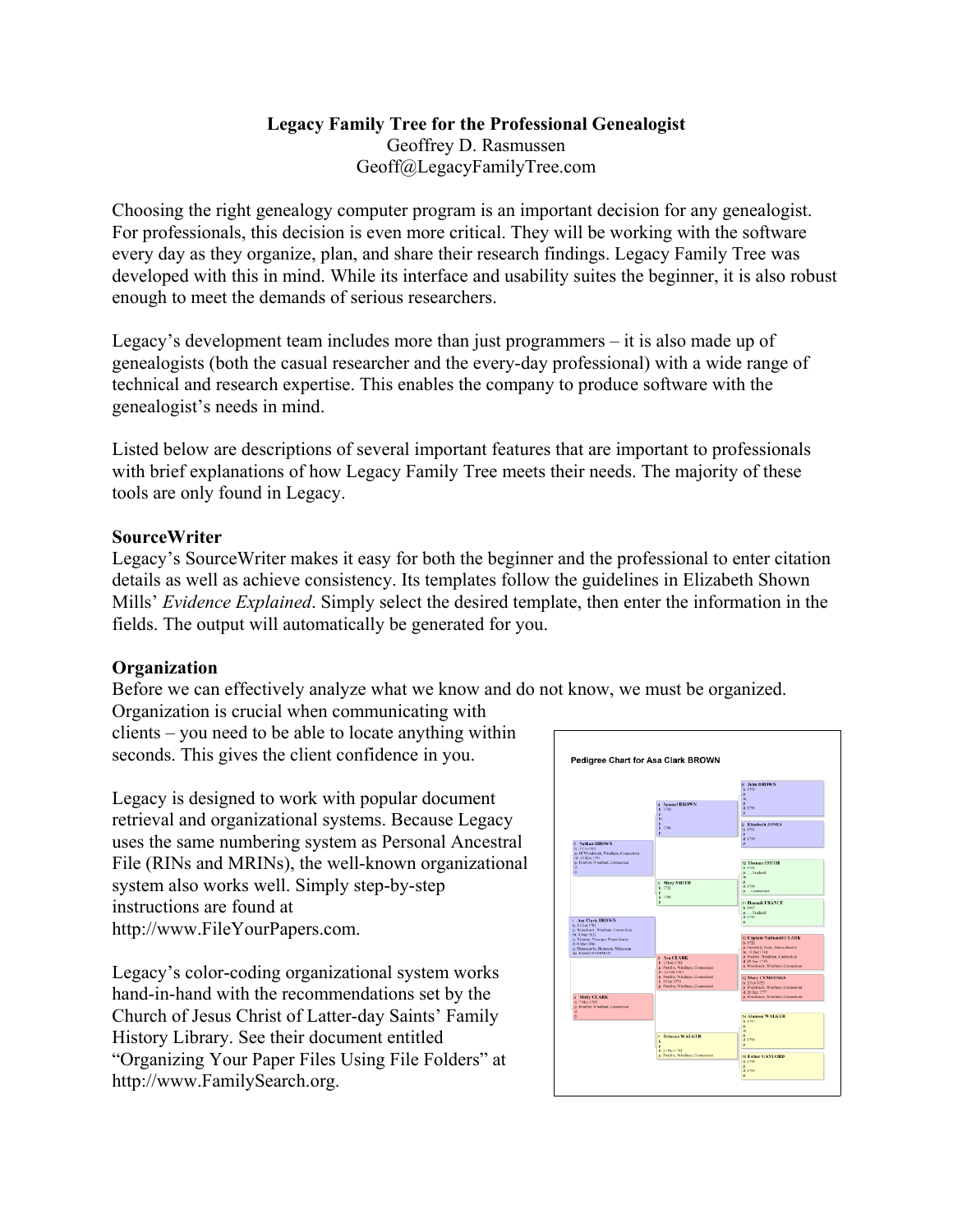**Legacy Family Tree for the Professional Genealogist**
Geoffrey D. Rasmussen
Geoff@LegacyFamilyTree.com

Choosing the right genealogy computer program is an important decision for any genealogist. For professionals, this decision is even more critical. They will be working with the software every day as they organize, plan, and share their research findings. Legacy Family Tree was developed with this in mind. While its interface and usability suites the beginner, it is also robust enough to meet the demands of serious researchers.

Legacy's development team includes more than just programmers – it is also made up of genealogists (both the casual researcher and the every-day professional) with a wide range of technical and research expertise. This enables the company to produce software with the genealogist's needs in mind.

Listed below are descriptions of several important features that are important to professionals with brief explanations of how Legacy Family Tree meets their needs. The majority of these tools are only found in Legacy.

## SourceWriter

Legacy's SourceWriter makes it easy for both the beginner and the professional to enter citation details as well as achieve consistency. Its templates follow the guidelines in Elizabeth Shown Mills' *Evidence Explained*. Simply select the desired template, then enter the information in the fields. The output will automatically be generated for you.

## Organization

Before we can effectively analyze what we know and do not know, we must be organized. Organization is crucial when communicating with clients – you need to be able to locate anything within seconds. This gives the client confidence in you.

Legacy is designed to work with popular document retrieval and organizational systems. Because Legacy uses the same numbering system as Personal Ancestral File (RINs and MRINs), the well-known organizational system also works well. Simply step-by-step instructions are found at http://www.FileYourPapers.com.

Legacy's color-coding organizational system works hand-in-hand with the recommendations set by the Church of Jesus Christ of Latter-day Saints' Family History Library. See their document entitled "Organizing Your Paper Files Using File Folders" at http://www.FamilySearch.org.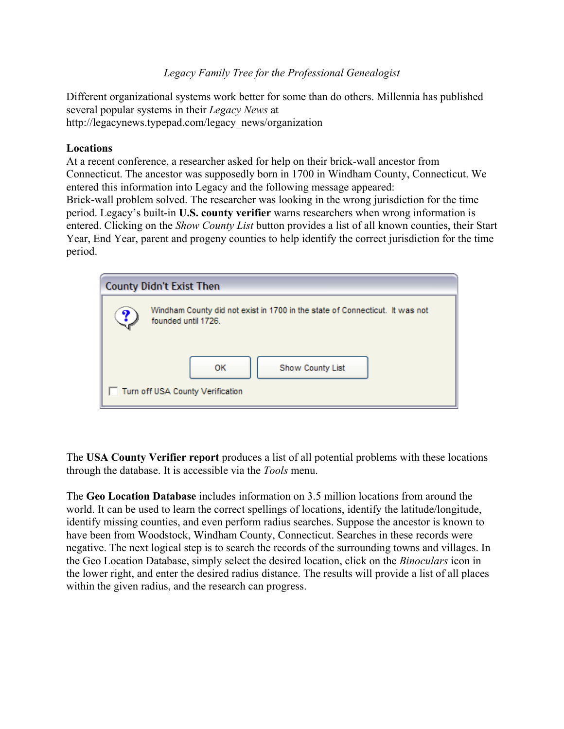Different organizational systems work better for some than do others. Millennia has published several popular systems in their *Legacy News* at http://legacynews.typepad.com/legacy_news/organization

**Locations**

At a recent conference, a researcher asked for help on their brick-wall ancestor from Connecticut. The ancestor was supposedly born in 1700 in Windham County, Connecticut. We entered this information into Legacy and the following message appeared:

Brick-wall problem solved. The researcher was looking in the wrong jurisdiction for the time period. Legacy's built-in **U.S. county verifier** warns researchers when wrong information is entered. Clicking on the *Show County List* button provides a list of all known counties, their Start Year, End Year, parent and progeny counties to help identify the correct jurisdiction for the time period.

> **County Didn't Exist Then**
>
> Windham County did not exist in 1700 in the state of Connecticut. It was not founded until 1726.
>
> OK | Show County List
>
> Turn off USA County Verification

The **USA County Verifier report** produces a list of all potential problems with these locations through the database. It is accessible via the *Tools* menu.

The **Geo Location Database** includes information on 3.5 million locations from around the world. It can be used to learn the correct spellings of locations, identify the latitude/longitude, identify missing counties, and even perform radius searches. Suppose the ancestor is known to have been from Woodstock, Windham County, Connecticut. Searches in these records were negative. The next logical step is to search the records of the surrounding towns and villages. In the Geo Location Database, simply select the desired location, click on the *Binoculars* icon in the lower right, and enter the desired radius distance. The results will provide a list of all places within the given radius, and the research can progress.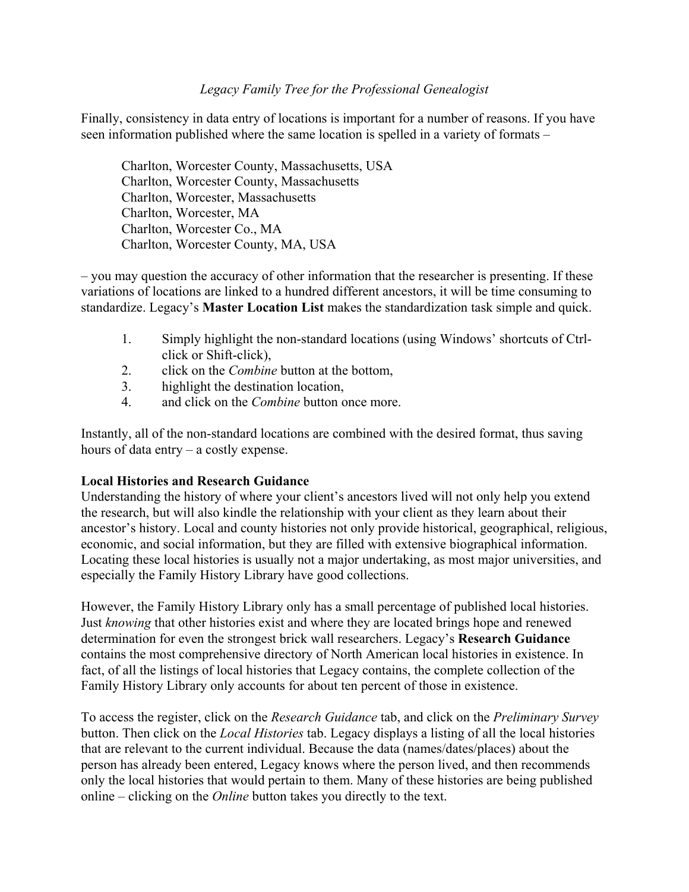Finally, consistency in data entry of locations is important for a number of reasons. If you have seen information published where the same location is spelled in a variety of formats –

Charlton, Worcester County, Massachusetts, USA
Charlton, Worcester County, Massachusetts
Charlton, Worcester, Massachusetts
Charlton, Worcester, MA
Charlton, Worcester Co., MA
Charlton, Worcester County, MA, USA

– you may question the accuracy of other information that the researcher is presenting. If these variations of locations are linked to a hundred different ancestors, it will be time consuming to standardize. Legacy's **Master Location List** makes the standardization task simple and quick.

1. Simply highlight the non-standard locations (using Windows' shortcuts of Ctrl-click or Shift-click),
2. click on the *Combine* button at the bottom,
3. highlight the destination location,
4. and click on the *Combine* button once more.

Instantly, all of the non-standard locations are combined with the desired format, thus saving hours of data entry – a costly expense.

**Local Histories and Research Guidance**

Understanding the history of where your client's ancestors lived will not only help you extend the research, but will also kindle the relationship with your client as they learn about their ancestor's history. Local and county histories not only provide historical, geographical, religious, economic, and social information, but they are filled with extensive biographical information. Locating these local histories is usually not a major undertaking, as most major universities, and especially the Family History Library have good collections.

However, the Family History Library only has a small percentage of published local histories. Just *knowing* that other histories exist and where they are located brings hope and renewed determination for even the strongest brick wall researchers. Legacy's **Research Guidance** contains the most comprehensive directory of North American local histories in existence. In fact, of all the listings of local histories that Legacy contains, the complete collection of the Family History Library only accounts for about ten percent of those in existence.

To access the register, click on the *Research Guidance* tab, and click on the *Preliminary Survey* button. Then click on the *Local Histories* tab. Legacy displays a listing of all the local histories that are relevant to the current individual. Because the data (names/dates/places) about the person has already been entered, Legacy knows where the person lived, and then recommends only the local histories that would pertain to them. Many of these histories are being published online – clicking on the *Online* button takes you directly to the text.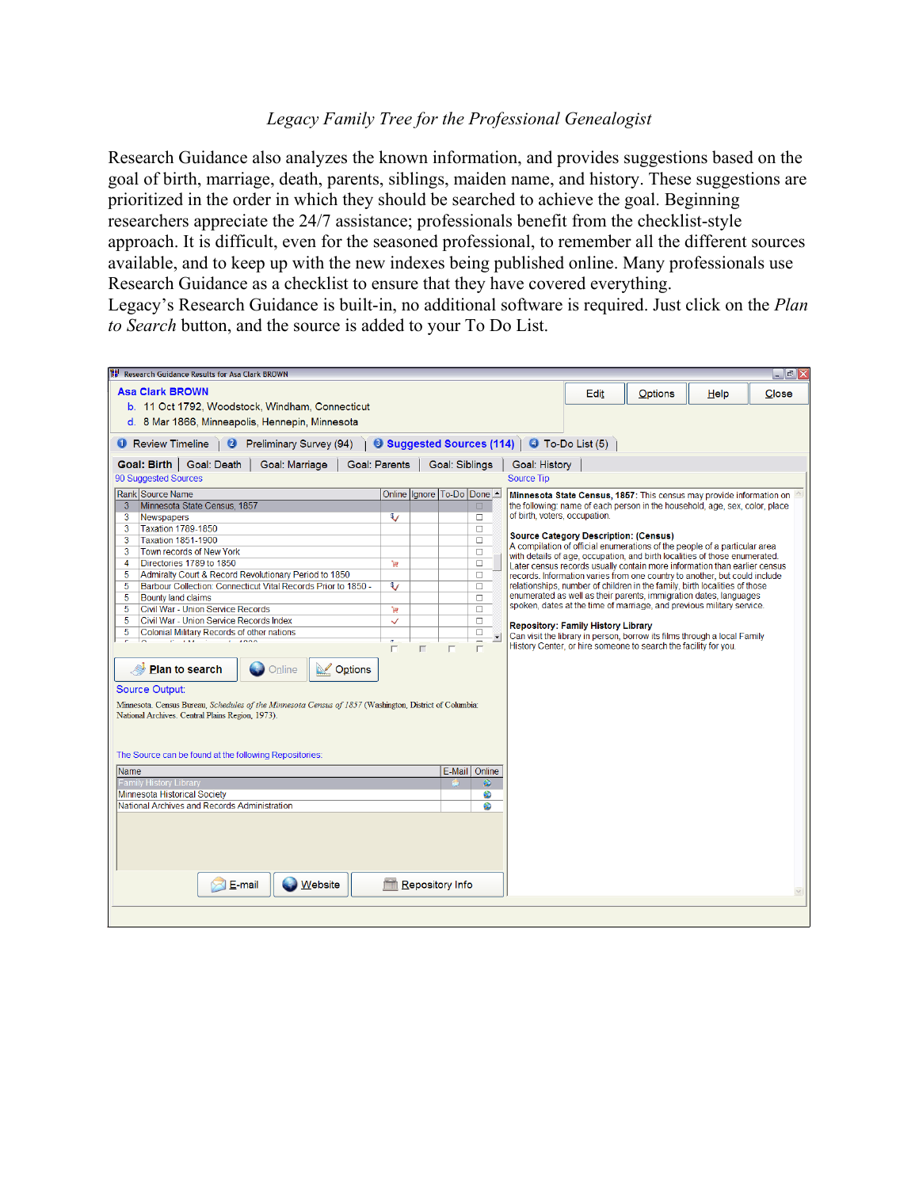Research Guidance also analyzes the known information, and provides suggestions based on the goal of birth, marriage, death, parents, siblings, maiden name, and history. These suggestions are prioritized in the order in which they should be searched to achieve the goal. Beginning researchers appreciate the 24/7 assistance; professionals benefit from the checklist-style approach. It is difficult, even for the seasoned professional, to remember all the different sources available, and to keep up with the new indexes being published online. Many professionals use Research Guidance as a checklist to ensure that they have covered everything.
Legacy's Research Guidance is built-in, no additional software is required. Just click on the *Plan to Search* button, and the source is added to your To Do List.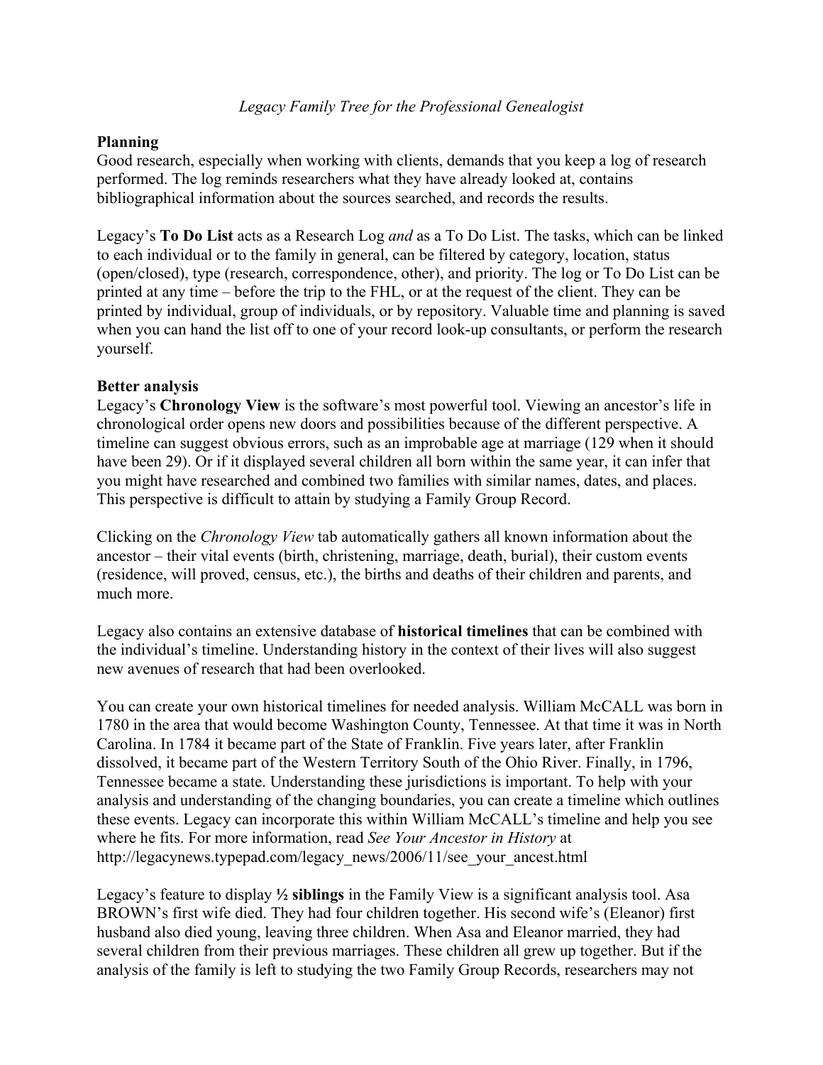*Legacy Family Tree for the Professional Genealogist*

**Planning**

Good research, especially when working with clients, demands that you keep a log of research performed. The log reminds researchers what they have already looked at, contains bibliographical information about the sources searched, and records the results.

Legacy's **To Do List** acts as a Research Log *and* as a To Do List. The tasks, which can be linked to each individual or to the family in general, can be filtered by category, location, status (open/closed), type (research, correspondence, other), and priority. The log or To Do List can be printed at any time – before the trip to the FHL, or at the request of the client. They can be printed by individual, group of individuals, or by repository. Valuable time and planning is saved when you can hand the list off to one of your record look-up consultants, or perform the research yourself.

**Better analysis**

Legacy's **Chronology View** is the software's most powerful tool. Viewing an ancestor's life in chronological order opens new doors and possibilities because of the different perspective. A timeline can suggest obvious errors, such as an improbable age at marriage (129 when it should have been 29). Or if it displayed several children all born within the same year, it can infer that you might have researched and combined two families with similar names, dates, and places. This perspective is difficult to attain by studying a Family Group Record.

Clicking on the *Chronology View* tab automatically gathers all known information about the ancestor – their vital events (birth, christening, marriage, death, burial), their custom events (residence, will proved, census, etc.), the births and deaths of their children and parents, and much more.

Legacy also contains an extensive database of **historical timelines** that can be combined with the individual's timeline. Understanding history in the context of their lives will also suggest new avenues of research that had been overlooked.

You can create your own historical timelines for needed analysis. William McCALL was born in 1780 in the area that would become Washington County, Tennessee. At that time it was in North Carolina. In 1784 it became part of the State of Franklin. Five years later, after Franklin dissolved, it became part of the Western Territory South of the Ohio River. Finally, in 1796, Tennessee became a state. Understanding these jurisdictions is important. To help with your analysis and understanding of the changing boundaries, you can create a timeline which outlines these events. Legacy can incorporate this within William McCALL's timeline and help you see where he fits. For more information, read *See Your Ancestor in History* at http://legacynews.typepad.com/legacy_news/2006/11/see_your_ancest.html

Legacy's feature to display **½ siblings** in the Family View is a significant analysis tool. Asa BROWN's first wife died. They had four children together. His second wife's (Eleanor) first husband also died young, leaving three children. When Asa and Eleanor married, they had several children from their previous marriages. These children all grew up together. But if the analysis of the family is left to studying the two Family Group Records, researchers may not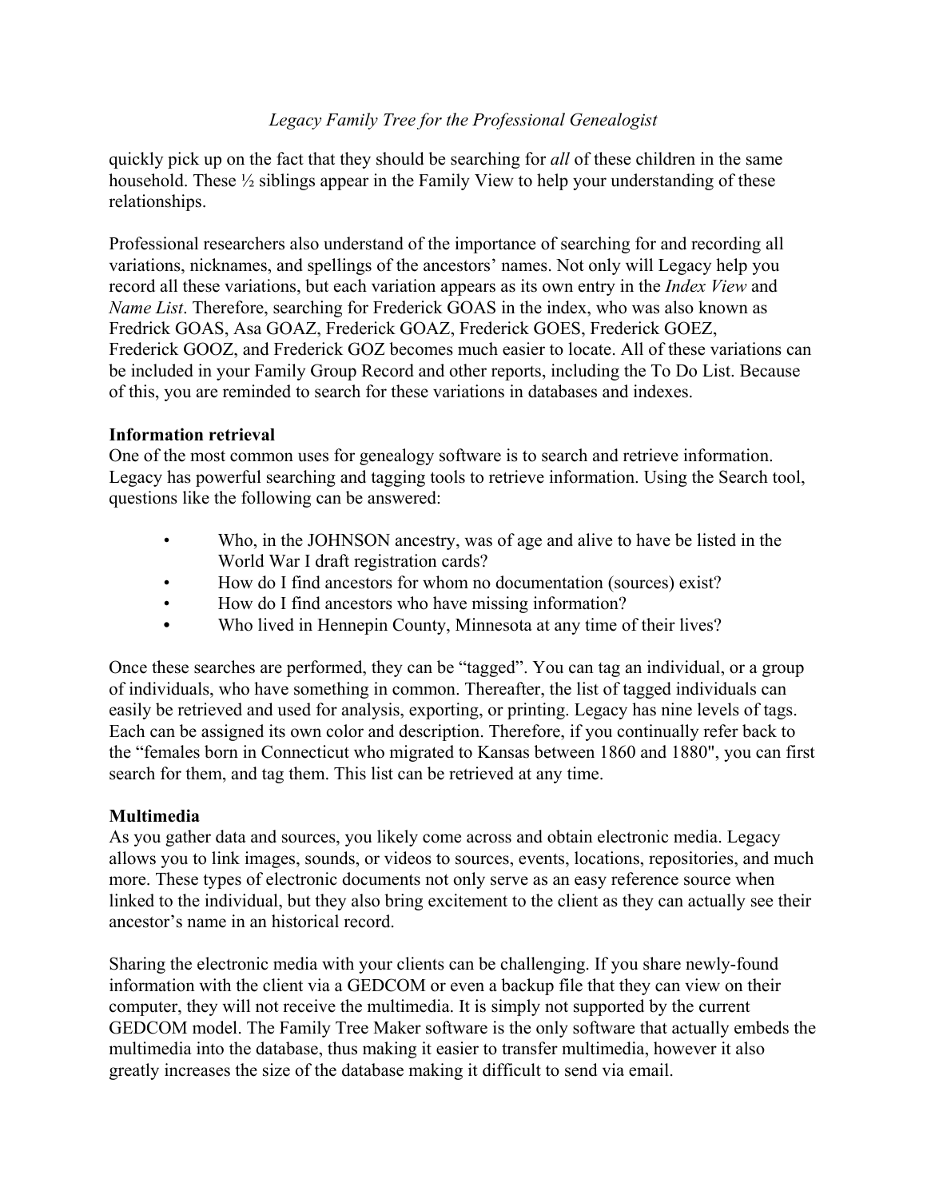quickly pick up on the fact that they should be searching for *all* of these children in the same household. These ½ siblings appear in the Family View to help your understanding of these relationships.

Professional researchers also understand of the importance of searching for and recording all variations, nicknames, and spellings of the ancestors' names. Not only will Legacy help you record all these variations, but each variation appears as its own entry in the *Index View* and *Name List*. Therefore, searching for Frederick GOAS in the index, who was also known as Fredrick GOAS, Asa GOAZ, Frederick GOAZ, Frederick GOES, Frederick GOEZ, Frederick GOOZ, and Frederick GOZ becomes much easier to locate. All of these variations can be included in your Family Group Record and other reports, including the To Do List. Because of this, you are reminded to search for these variations in databases and indexes.

**Information retrieval**

One of the most common uses for genealogy software is to search and retrieve information. Legacy has powerful searching and tagging tools to retrieve information. Using the Search tool, questions like the following can be answered:

- Who, in the JOHNSON ancestry, was of age and alive to have be listed in the World War I draft registration cards?
- How do I find ancestors for whom no documentation (sources) exist?
- How do I find ancestors who have missing information?
- Who lived in Hennepin County, Minnesota at any time of their lives?

Once these searches are performed, they can be "tagged". You can tag an individual, or a group of individuals, who have something in common. Thereafter, the list of tagged individuals can easily be retrieved and used for analysis, exporting, or printing. Legacy has nine levels of tags. Each can be assigned its own color and description. Therefore, if you continually refer back to the "females born in Connecticut who migrated to Kansas between 1860 and 1880", you can first search for them, and tag them. This list can be retrieved at any time.

**Multimedia**

As you gather data and sources, you likely come across and obtain electronic media. Legacy allows you to link images, sounds, or videos to sources, events, locations, repositories, and much more. These types of electronic documents not only serve as an easy reference source when linked to the individual, but they also bring excitement to the client as they can actually see their ancestor's name in an historical record.

Sharing the electronic media with your clients can be challenging. If you share newly-found information with the client via a GEDCOM or even a backup file that they can view on their computer, they will not receive the multimedia. It is simply not supported by the current GEDCOM model. The Family Tree Maker software is the only software that actually embeds the multimedia into the database, thus making it easier to transfer multimedia, however it also greatly increases the size of the database making it difficult to send via email.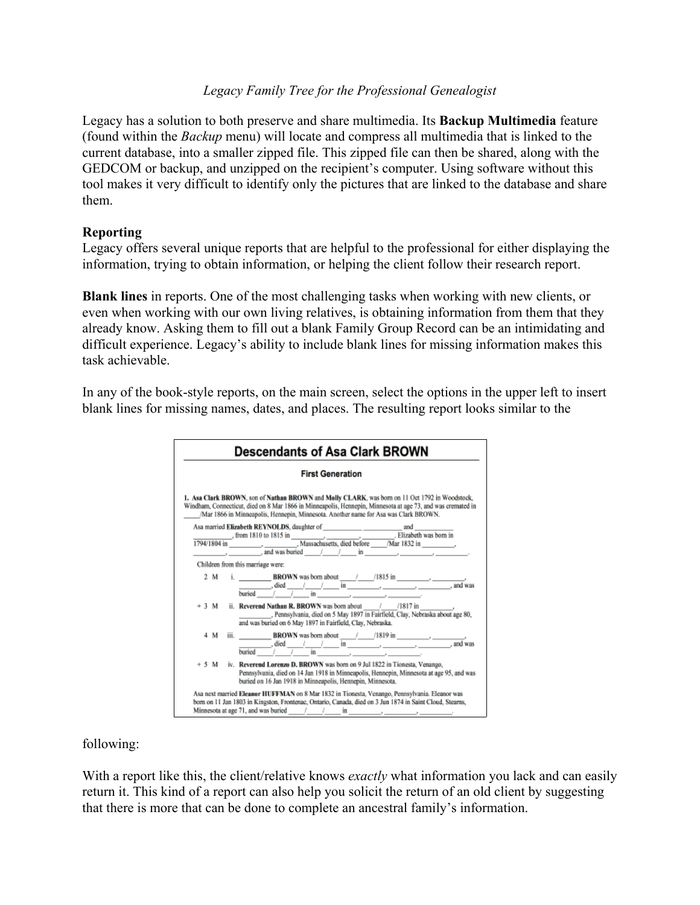Legacy has a solution to both preserve and share multimedia. Its **Backup Multimedia** feature (found within the *Backup* menu) will locate and compress all multimedia that is linked to the current database, into a smaller zipped file. This zipped file can then be shared, along with the GEDCOM or backup, and unzipped on the recipient's computer. Using software without this tool makes it very difficult to identify only the pictures that are linked to the database and share them.

**Reporting**

Legacy offers several unique reports that are helpful to the professional for either displaying the information, trying to obtain information, or helping the client follow their research report.

**Blank lines** in reports. One of the most challenging tasks when working with new clients, or even when working with our own living relatives, is obtaining information from them that they already know. Asking them to fill out a blank Family Group Record can be an intimidating and difficult experience. Legacy's ability to include blank lines for missing information makes this task achievable.

In any of the book-style reports, on the main screen, select the options in the upper left to insert blank lines for missing names, dates, and places. The resulting report looks similar to the

## Descendants of Asa Clark BROWN

### First Generation

**1. Asa Clark BROWN**, son of **Nathan BROWN** and **Molly CLARK**, was born on 11 Oct 1792 in Woodstock, Windham, Connecticut, died on 8 Mar 1866 in Minneapolis, Hennepin, Minnesota at age 73, and was cremated in \_\_\_\_/Mar 1866 in Minneapolis, Hennepin, Minnesota. Another name for Asa was Clark BROWN.

Asa married **Elizabeth REYNOLDS**, daughter of \_\_\_\_\_\_\_\_\_\_ \_\_\_\_\_\_\_\_\_\_ and \_\_\_\_\_\_\_\_\_\_ \_\_\_\_\_\_\_\_\_\_, from 1810 to 1815 in \_\_\_\_\_\_\_\_\_, \_\_\_\_\_\_\_\_\_, \_\_\_\_\_\_\_\_\_. Elizabeth was born in 1794/1804 in \_\_\_\_\_\_\_\_\_, \_\_\_\_\_\_\_\_\_, Massachusetts, died before \_\_\_\_\_/Mar 1832 in \_\_\_\_\_\_\_\_\_, \_\_\_\_\_\_\_\_\_, \_\_\_\_\_\_\_\_\_, and was buried \_\_\_\_\_/\_\_\_\_\_/\_\_\_\_\_ in \_\_\_\_\_\_\_\_\_, \_\_\_\_\_\_\_\_\_, \_\_\_\_\_\_\_\_\_.

Children from this marriage were:

2 M i. \_\_\_\_\_\_\_\_\_ **BROWN** was born about \_\_\_\_\_/\_\_\_\_\_/1815 in \_\_\_\_\_\_\_\_\_, \_\_\_\_\_\_\_\_\_, \_\_\_\_\_\_\_\_\_, died \_\_\_\_\_/\_\_\_\_\_/\_\_\_\_\_ in \_\_\_\_\_\_\_\_\_, \_\_\_\_\_\_\_\_\_, \_\_\_\_\_\_\_\_\_, and was buried \_\_\_\_\_/\_\_\_\_\_/\_\_\_\_\_ in \_\_\_\_\_\_\_\_\_, \_\_\_\_\_\_\_\_\_, \_\_\_\_\_\_\_\_\_.

\+ 3 M ii. **Reverend Nathan R. BROWN** was born about \_\_\_\_\_/\_\_\_\_\_/1817 in \_\_\_\_\_\_\_\_\_, \_\_\_\_\_\_\_\_\_, Pennsylvania, died on 5 May 1897 in Fairfield, Clay, Nebraska about age 80, and was buried on 6 May 1897 in Fairfield, Clay, Nebraska.

4 M iii. \_\_\_\_\_\_\_\_\_ **BROWN** was born about \_\_\_\_\_/\_\_\_\_\_/1819 in \_\_\_\_\_\_\_\_\_, \_\_\_\_\_\_\_\_\_, \_\_\_\_\_\_\_\_\_, died \_\_\_\_\_/\_\_\_\_\_/\_\_\_\_\_ in \_\_\_\_\_\_\_\_\_, \_\_\_\_\_\_\_\_\_, \_\_\_\_\_\_\_\_\_, and was buried \_\_\_\_\_/\_\_\_\_\_/\_\_\_\_\_ in \_\_\_\_\_\_\_\_\_, \_\_\_\_\_\_\_\_\_, \_\_\_\_\_\_\_\_\_.

\+ 5 M iv. **Reverend Lorenzo D. BROWN** was born on 9 Jul 1822 in Tionesta, Venango, Pennsylvania, died on 14 Jan 1918 in Minneapolis, Hennepin, Minnesota at age 95, and was buried on 16 Jan 1918 in Minneapolis, Hennepin, Minnesota.

Asa next married **Eleanor HUFFMAN** on 8 Mar 1832 in Tionesta, Venango, Pennsylvania. Eleanor was born on 11 Jan 1803 in Kingston, Frontenac, Ontario, Canada, died on 3 Jun 1874 in Saint Cloud, Stearns, Minnesota at age 71, and was buried \_\_\_\_\_/\_\_\_\_\_/\_\_\_\_\_ in \_\_\_\_\_\_\_\_\_, \_\_\_\_\_\_\_\_\_, \_\_\_\_\_\_\_\_\_.

following:

With a report like this, the client/relative knows *exactly* what information you lack and can easily return it. This kind of a report can also help you solicit the return of an old client by suggesting that there is more that can be done to complete an ancestral family's information.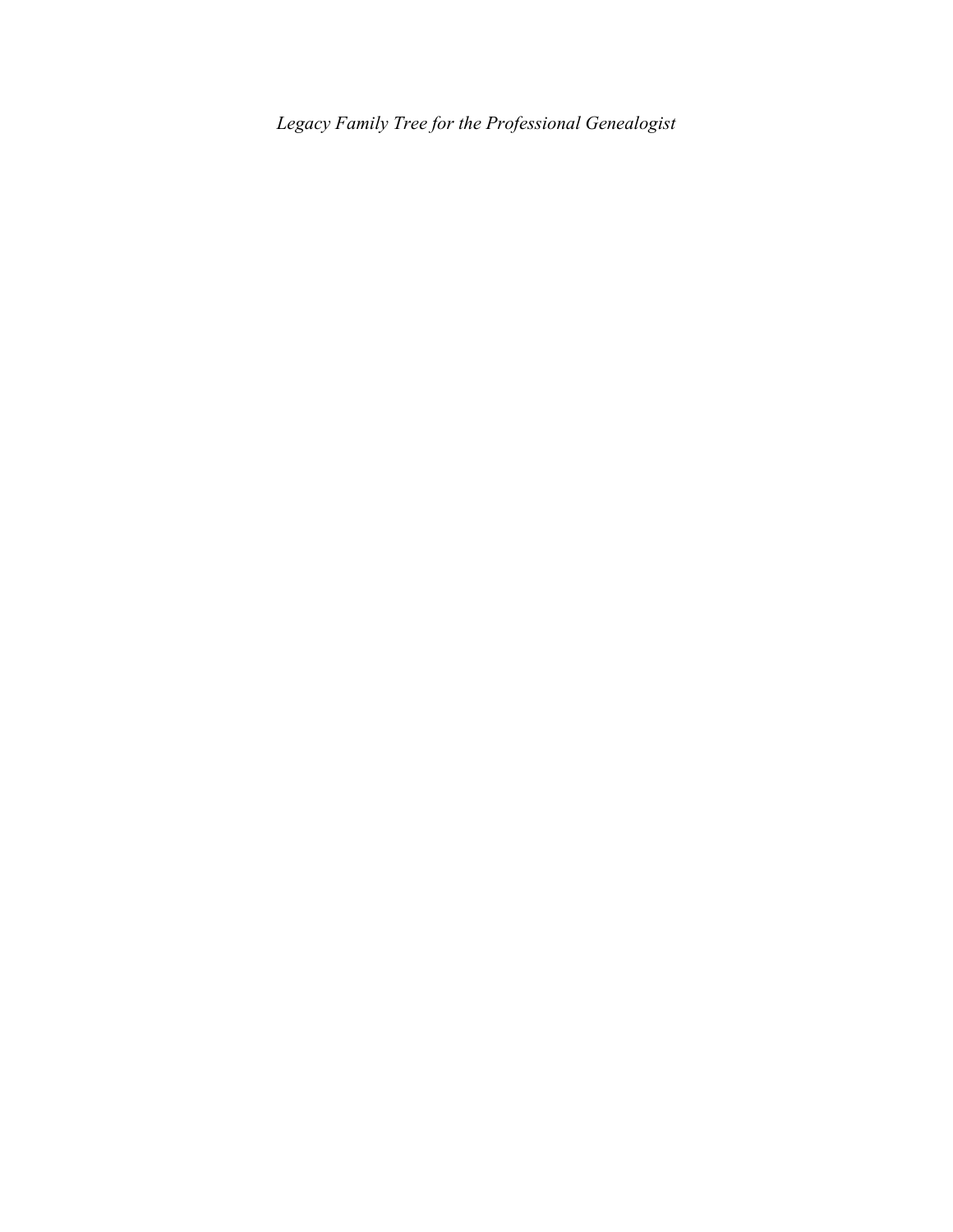*Legacy Family Tree for the Professional Genealogist*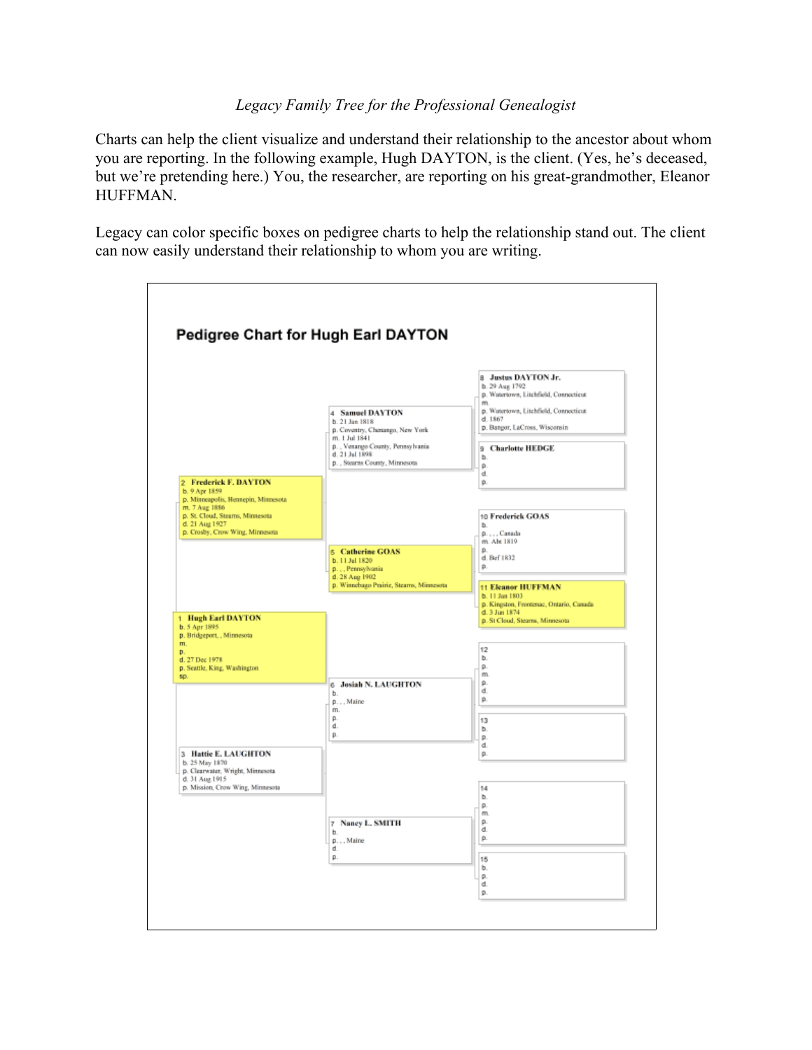*Legacy Family Tree for the Professional Genealogist*

Charts can help the client visualize and understand their relationship to the ancestor about whom you are reporting. In the following example, Hugh DAYTON, is the client. (Yes, he's deceased, but we're pretending here.) You, the researcher, are reporting on his great-grandmother, Eleanor HUFFMAN.

Legacy can color specific boxes on pedigree charts to help the relationship stand out. The client can now easily understand their relationship to whom you are writing.

## Pedigree Chart for Hugh Earl DAYTON

**1 Hugh Earl DAYTON**
b. 5 Apr 1895
p. Bridgeport, , Minnesota
m.
p.
d. 27 Dec 1978
p. Seattle, King, Washington
sp.

**2 Frederick F. DAYTON**
b. 9 Apr 1859
p. Minneapolis, Hennepin, Minnesota
m. 7 Aug 1886
p. St. Cloud, Stearns, Minnesota
d. 21 Aug 1927
p. Crosby, Crow Wing, Minnesota

**3 Hattie E. LAUGHTON**
b. 25 May 1870
p. Clearwater, Wright, Minnesota
d. 31 Aug 1915
p. Mission, Crow Wing, Minnesota

**4 Samuel DAYTON**
b. 21 Jan 1818
p. Coventry, Chenango, New York
m. 1 Jul 1841
p. , Venango County, Pennsylvania
d. 21 Jul 1898
p. , Stearns County, Minnesota

**5 Catherine GOAS**
b. 11 Jul 1820
p. , , Pennsylvania
d. 28 Aug 1902
p. Winnebago Prairie, Stearns, Minnesota

**6 Josiah N. LAUGHTON**
b.
p. , , Maine
m.
p.
d.
p.

**7 Nancy L. SMITH**
b.
p. , , Maine
d.
p.

**8 Justus DAYTON Jr.**
b. 29 Aug 1792
p. Watertown, Litchfield, Connecticut
m.
p. Watertown, Litchfield, Connecticut
d. 1867
p. Bangor, LaCross, Wisconsin

**9 Charlotte HEDGE**
b.
p.
d.
p.

**10 Frederick GOAS**
b.
p. , , , Canada
m. Abt 1819
p.
d. Bef 1832
p.

**11 Eleanor HUFFMAN**
b. 11 Jan 1803
p. Kingston, Frontenac, Ontario, Canada
d. 3 Jun 1874
p. St Cloud, Stearns, Minnesota

**12**
b.
p.
m.
p.
d.
p.

**13**
b.
p.
d.
p.

**14**
b.
p.
m.
p.
d.
p.

**15**
b.
p.
d.
p.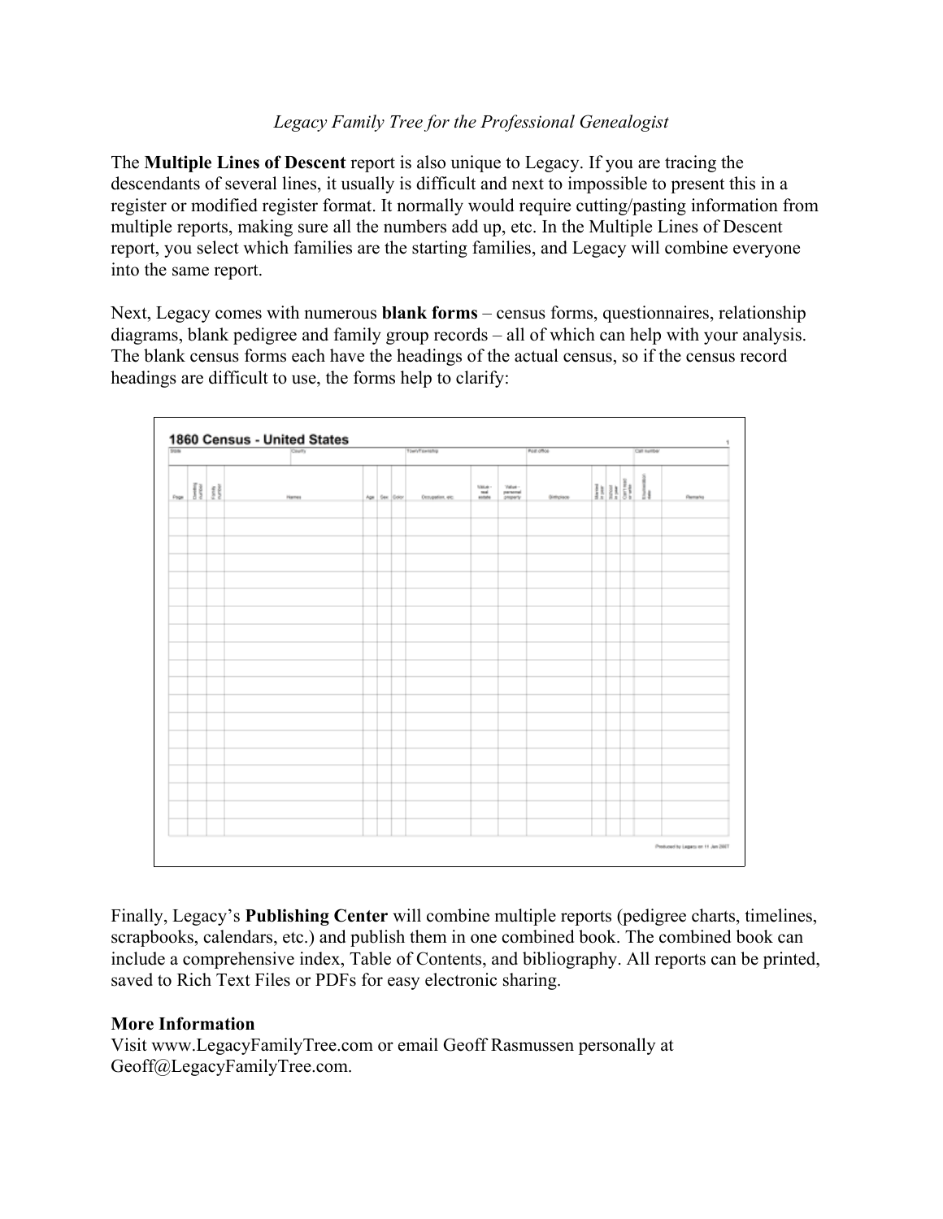The **Multiple Lines of Descent** report is also unique to Legacy. If you are tracing the descendants of several lines, it usually is difficult and next to impossible to present this in a register or modified register format. It normally would require cutting/pasting information from multiple reports, making sure all the numbers add up, etc. In the Multiple Lines of Descent report, you select which families are the starting families, and Legacy will combine everyone into the same report.

Next, Legacy comes with numerous **blank forms** – census forms, questionnaires, relationship diagrams, blank pedigree and family group records – all of which can help with your analysis. The blank census forms each have the headings of the actual census, so if the census record headings are difficult to use, the forms help to clarify:

**1860 Census - United States**

| State | County | Town/Township | Post office | Call number |
|---|---|---|---|---|

| Page | Dwelling number | Family number | Names | Age | Sex | Color | Occupation, etc | Value - real estate | Value - personal property | Birthplace | Married in year | School in year | Can't read or write | Enumeration date | Remarks |
|---|---|---|---|---|---|---|---|---|---|---|---|---|---|---|---|
| | | | | | | | | | | | | | | | |

Produced by Legacy on 11 Jan 2007

Finally, Legacy's **Publishing Center** will combine multiple reports (pedigree charts, timelines, scrapbooks, calendars, etc.) and publish them in one combined book. The combined book can include a comprehensive index, Table of Contents, and bibliography. All reports can be printed, saved to Rich Text Files or PDFs for easy electronic sharing.

**More Information**
Visit www.LegacyFamilyTree.com or email Geoff Rasmussen personally at Geoff@LegacyFamilyTree.com.